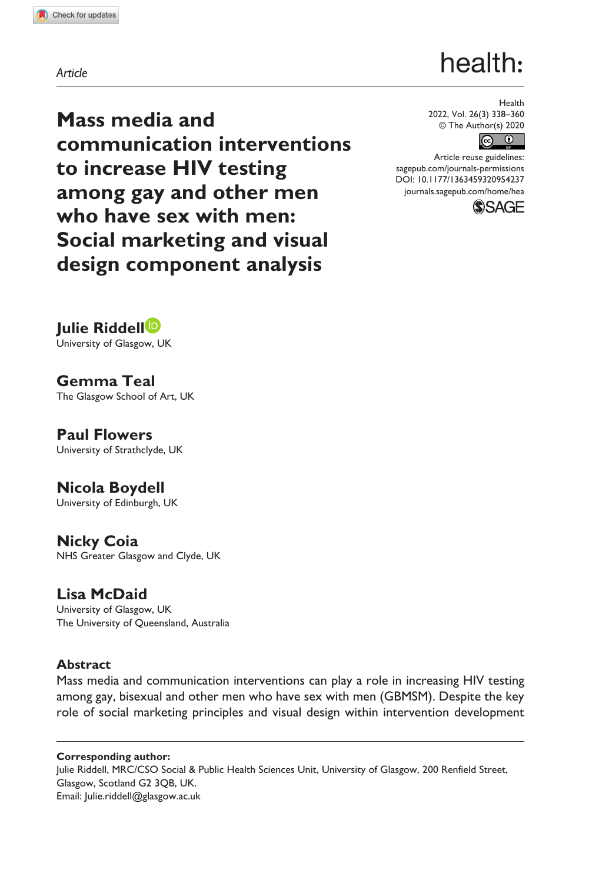Article

# Mass media and communication interventions to increase HIV testing among gay and other men who have sex with men: Social marketing and visual design component analysis

Health
2022, Vol. 26(3) 338–360
© The Author(s) 2020
Article reuse guidelines:
sagepub.com/journals-permissions
DOI: 10.1177/1363459320954237
journals.sagepub.com/home/hea

**Julie Riddell**
University of Glasgow, UK

**Gemma Teal**
The Glasgow School of Art, UK

**Paul Flowers**
University of Strathclyde, UK

**Nicola Boydell**
University of Edinburgh, UK

**Nicky Coia**
NHS Greater Glasgow and Clyde, UK

**Lisa McDaid**
University of Glasgow, UK
The University of Queensland, Australia

## Abstract

Mass media and communication interventions can play a role in increasing HIV testing among gay, bisexual and other men who have sex with men (GBMSM). Despite the key role of social marketing principles and visual design within intervention development

**Corresponding author:**
Julie Riddell, MRC/CSO Social & Public Health Sciences Unit, University of Glasgow, 200 Renfield Street, Glasgow, Scotland G2 3QB, UK.
Email: Julie.riddell@glasgow.ac.uk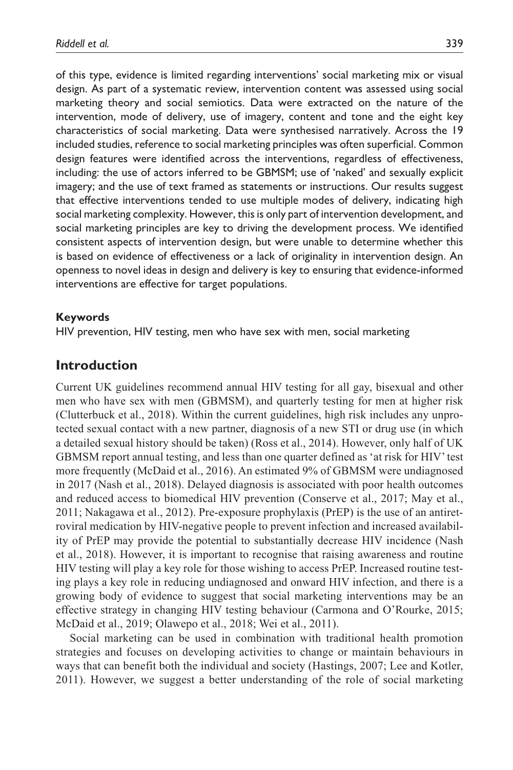of this type, evidence is limited regarding interventions' social marketing mix or visual design. As part of a systematic review, intervention content was assessed using social marketing theory and social semiotics. Data were extracted on the nature of the intervention, mode of delivery, use of imagery, content and tone and the eight key characteristics of social marketing. Data were synthesised narratively. Across the 19 included studies, reference to social marketing principles was often superficial. Common design features were identified across the interventions, regardless of effectiveness, including: the use of actors inferred to be GBMSM; use of 'naked' and sexually explicit imagery; and the use of text framed as statements or instructions. Our results suggest that effective interventions tended to use multiple modes of delivery, indicating high social marketing complexity. However, this is only part of intervention development, and social marketing principles are key to driving the development process. We identified consistent aspects of intervention design, but were unable to determine whether this is based on evidence of effectiveness or a lack of originality in intervention design. An openness to novel ideas in design and delivery is key to ensuring that evidence-informed interventions are effective for target populations.

#### Keywords

HIV prevention, HIV testing, men who have sex with men, social marketing

## Introduction

Current UK guidelines recommend annual HIV testing for all gay, bisexual and other men who have sex with men (GBMSM), and quarterly testing for men at higher risk (Clutterbuck et al., 2018). Within the current guidelines, high risk includes any unprotected sexual contact with a new partner, diagnosis of a new STI or drug use (in which a detailed sexual history should be taken) (Ross et al., 2014). However, only half of UK GBMSM report annual testing, and less than one quarter defined as 'at risk for HIV' test more frequently (McDaid et al., 2016). An estimated 9% of GBMSM were undiagnosed in 2017 (Nash et al., 2018). Delayed diagnosis is associated with poor health outcomes and reduced access to biomedical HIV prevention (Conserve et al., 2017; May et al., 2011; Nakagawa et al., 2012). Pre-exposure prophylaxis (PrEP) is the use of an antiretroviral medication by HIV-negative people to prevent infection and increased availability of PrEP may provide the potential to substantially decrease HIV incidence (Nash et al., 2018). However, it is important to recognise that raising awareness and routine HIV testing will play a key role for those wishing to access PrEP. Increased routine testing plays a key role in reducing undiagnosed and onward HIV infection, and there is a growing body of evidence to suggest that social marketing interventions may be an effective strategy in changing HIV testing behaviour (Carmona and O'Rourke, 2015; McDaid et al., 2019; Olawepo et al., 2018; Wei et al., 2011).

Social marketing can be used in combination with traditional health promotion strategies and focuses on developing activities to change or maintain behaviours in ways that can benefit both the individual and society (Hastings, 2007; Lee and Kotler, 2011). However, we suggest a better understanding of the role of social marketing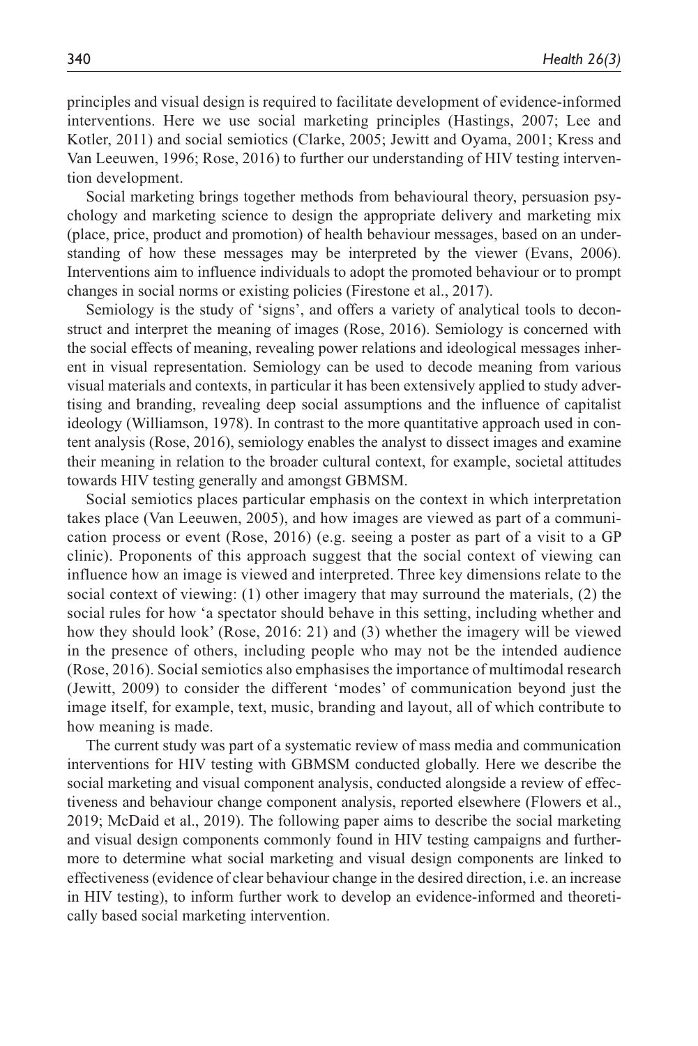principles and visual design is required to facilitate development of evidence-informed interventions. Here we use social marketing principles (Hastings, 2007; Lee and Kotler, 2011) and social semiotics (Clarke, 2005; Jewitt and Oyama, 2001; Kress and Van Leeuwen, 1996; Rose, 2016) to further our understanding of HIV testing intervention development.

Social marketing brings together methods from behavioural theory, persuasion psychology and marketing science to design the appropriate delivery and marketing mix (place, price, product and promotion) of health behaviour messages, based on an understanding of how these messages may be interpreted by the viewer (Evans, 2006). Interventions aim to influence individuals to adopt the promoted behaviour or to prompt changes in social norms or existing policies (Firestone et al., 2017).

Semiology is the study of 'signs', and offers a variety of analytical tools to deconstruct and interpret the meaning of images (Rose, 2016). Semiology is concerned with the social effects of meaning, revealing power relations and ideological messages inherent in visual representation. Semiology can be used to decode meaning from various visual materials and contexts, in particular it has been extensively applied to study advertising and branding, revealing deep social assumptions and the influence of capitalist ideology (Williamson, 1978). In contrast to the more quantitative approach used in content analysis (Rose, 2016), semiology enables the analyst to dissect images and examine their meaning in relation to the broader cultural context, for example, societal attitudes towards HIV testing generally and amongst GBMSM.

Social semiotics places particular emphasis on the context in which interpretation takes place (Van Leeuwen, 2005), and how images are viewed as part of a communication process or event (Rose, 2016) (e.g. seeing a poster as part of a visit to a GP clinic). Proponents of this approach suggest that the social context of viewing can influence how an image is viewed and interpreted. Three key dimensions relate to the social context of viewing: (1) other imagery that may surround the materials, (2) the social rules for how 'a spectator should behave in this setting, including whether and how they should look' (Rose, 2016: 21) and (3) whether the imagery will be viewed in the presence of others, including people who may not be the intended audience (Rose, 2016). Social semiotics also emphasises the importance of multimodal research (Jewitt, 2009) to consider the different 'modes' of communication beyond just the image itself, for example, text, music, branding and layout, all of which contribute to how meaning is made.

The current study was part of a systematic review of mass media and communication interventions for HIV testing with GBMSM conducted globally. Here we describe the social marketing and visual component analysis, conducted alongside a review of effectiveness and behaviour change component analysis, reported elsewhere (Flowers et al., 2019; McDaid et al., 2019). The following paper aims to describe the social marketing and visual design components commonly found in HIV testing campaigns and furthermore to determine what social marketing and visual design components are linked to effectiveness (evidence of clear behaviour change in the desired direction, i.e. an increase in HIV testing), to inform further work to develop an evidence-informed and theoretically based social marketing intervention.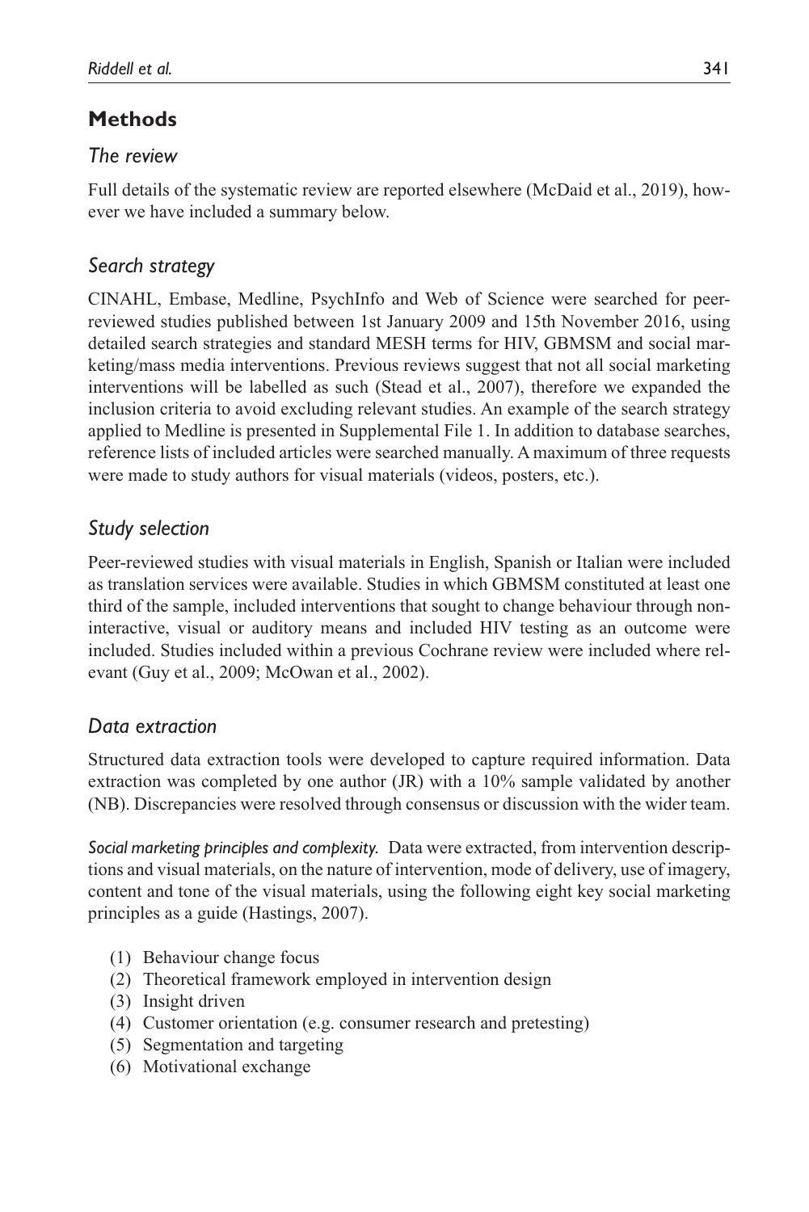## Methods

### *The review*

Full details of the systematic review are reported elsewhere (McDaid et al., 2019), however we have included a summary below.

### *Search strategy*

CINAHL, Embase, Medline, PsychInfo and Web of Science were searched for peer-reviewed studies published between 1st January 2009 and 15th November 2016, using detailed search strategies and standard MESH terms for HIV, GBMSM and social marketing/mass media interventions. Previous reviews suggest that not all social marketing interventions will be labelled as such (Stead et al., 2007), therefore we expanded the inclusion criteria to avoid excluding relevant studies. An example of the search strategy applied to Medline is presented in Supplemental File 1. In addition to database searches, reference lists of included articles were searched manually. A maximum of three requests were made to study authors for visual materials (videos, posters, etc.).

### *Study selection*

Peer-reviewed studies with visual materials in English, Spanish or Italian were included as translation services were available. Studies in which GBMSM constituted at least one third of the sample, included interventions that sought to change behaviour through non-interactive, visual or auditory means and included HIV testing as an outcome were included. Studies included within a previous Cochrane review were included where relevant (Guy et al., 2009; McOwan et al., 2002).

### *Data extraction*

Structured data extraction tools were developed to capture required information. Data extraction was completed by one author (JR) with a 10% sample validated by another (NB). Discrepancies were resolved through consensus or discussion with the wider team.

*Social marketing principles and complexity.* Data were extracted, from intervention descriptions and visual materials, on the nature of intervention, mode of delivery, use of imagery, content and tone of the visual materials, using the following eight key social marketing principles as a guide (Hastings, 2007).

(1) Behaviour change focus
(2) Theoretical framework employed in intervention design
(3) Insight driven
(4) Customer orientation (e.g. consumer research and pretesting)
(5) Segmentation and targeting
(6) Motivational exchange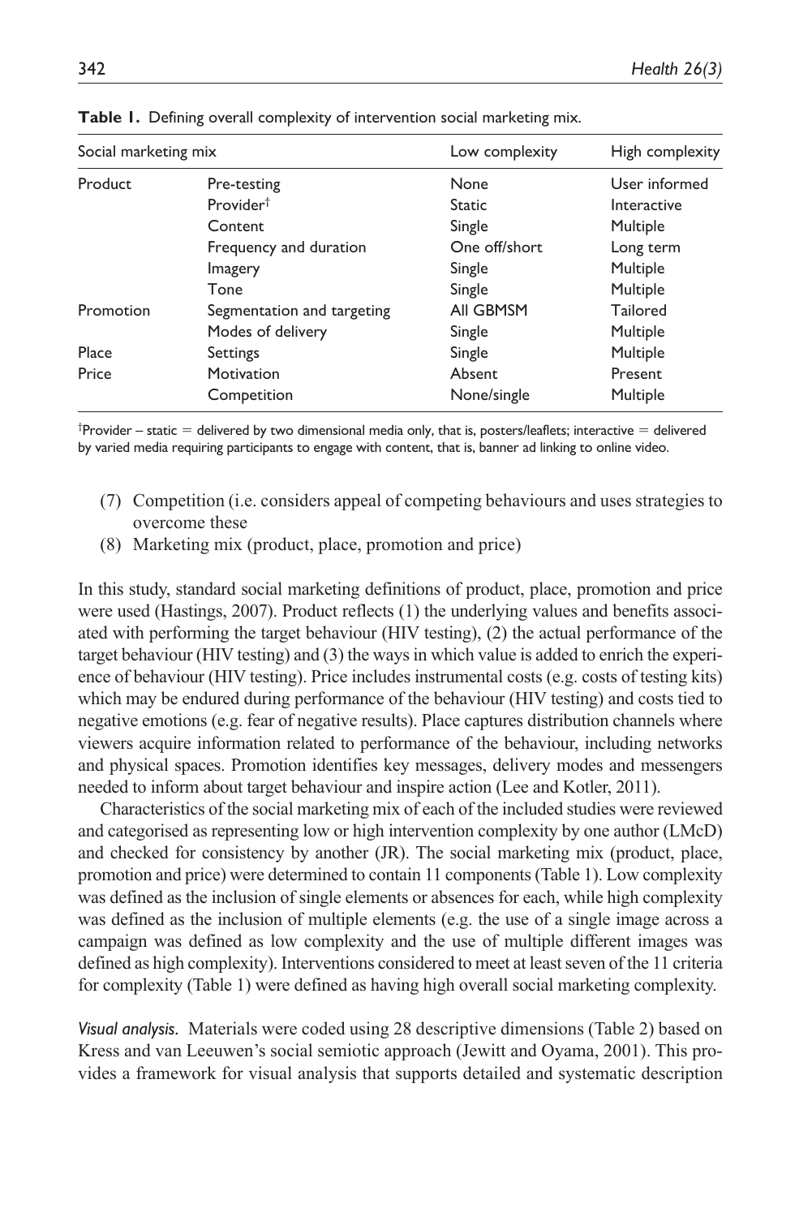**Table 1.** Defining overall complexity of intervention social marketing mix.

| Social marketing mix | | Low complexity | High complexity |
|---|---|---|---|
| Product | Pre-testing | None | User informed |
| | Provider† | Static | Interactive |
| | Content | Single | Multiple |
| | Frequency and duration | One off/short | Long term |
| | Imagery | Single | Multiple |
| | Tone | Single | Multiple |
| Promotion | Segmentation and targeting | All GBMSM | Tailored |
| | Modes of delivery | Single | Multiple |
| Place | Settings | Single | Multiple |
| Price | Motivation | Absent | Present |
| | Competition | None/single | Multiple |

†Provider – static = delivered by two dimensional media only, that is, posters/leaflets; interactive = delivered by varied media requiring participants to engage with content, that is, banner ad linking to online video.

(7) Competition (i.e. considers appeal of competing behaviours and uses strategies to overcome these
(8) Marketing mix (product, place, promotion and price)

In this study, standard social marketing definitions of product, place, promotion and price were used (Hastings, 2007). Product reflects (1) the underlying values and benefits associated with performing the target behaviour (HIV testing), (2) the actual performance of the target behaviour (HIV testing) and (3) the ways in which value is added to enrich the experience of behaviour (HIV testing). Price includes instrumental costs (e.g. costs of testing kits) which may be endured during performance of the behaviour (HIV testing) and costs tied to negative emotions (e.g. fear of negative results). Place captures distribution channels where viewers acquire information related to performance of the behaviour, including networks and physical spaces. Promotion identifies key messages, delivery modes and messengers needed to inform about target behaviour and inspire action (Lee and Kotler, 2011).

Characteristics of the social marketing mix of each of the included studies were reviewed and categorised as representing low or high intervention complexity by one author (LMcD) and checked for consistency by another (JR). The social marketing mix (product, place, promotion and price) were determined to contain 11 components (Table 1). Low complexity was defined as the inclusion of single elements or absences for each, while high complexity was defined as the inclusion of multiple elements (e.g. the use of a single image across a campaign was defined as low complexity and the use of multiple different images was defined as high complexity). Interventions considered to meet at least seven of the 11 criteria for complexity (Table 1) were defined as having high overall social marketing complexity.

*Visual analysis.* Materials were coded using 28 descriptive dimensions (Table 2) based on Kress and van Leeuwen's social semiotic approach (Jewitt and Oyama, 2001). This provides a framework for visual analysis that supports detailed and systematic description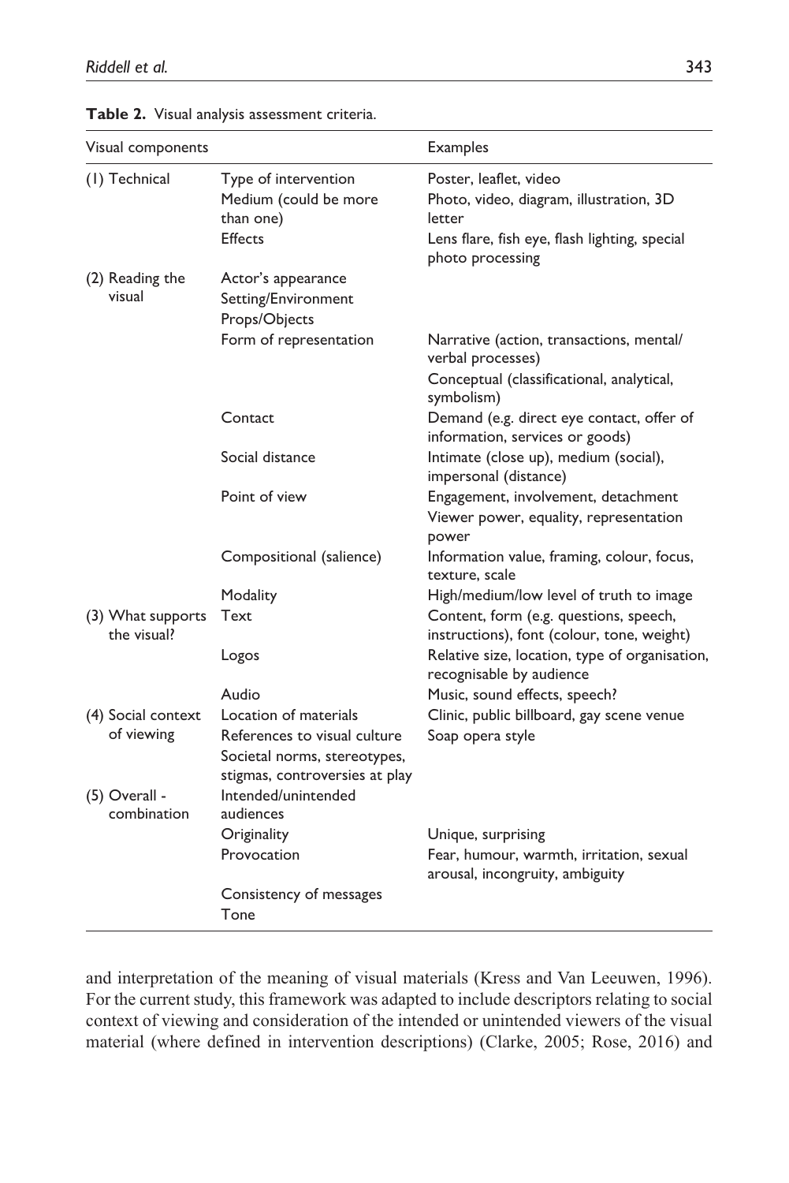**Table 2.** Visual analysis assessment criteria.

| Visual components | | Examples |
|---|---|---|
| (1) Technical | Type of intervention | Poster, leaflet, video |
| | Medium (could be more than one) | Photo, video, diagram, illustration, 3D letter |
| | Effects | Lens flare, fish eye, flash lighting, special photo processing |
| (2) Reading the visual | Actor's appearance | |
| | Setting/Environment | |
| | Props/Objects | |
| | Form of representation | Narrative (action, transactions, mental/verbal processes)<br>Conceptual (classificational, analytical, symbolism) |
| | Contact | Demand (e.g. direct eye contact, offer of information, services or goods) |
| | Social distance | Intimate (close up), medium (social), impersonal (distance) |
| | Point of view | Engagement, involvement, detachment<br>Viewer power, equality, representation power |
| | Compositional (salience) | Information value, framing, colour, focus, texture, scale |
| | Modality | High/medium/low level of truth to image |
| (3) What supports the visual? | Text | Content, form (e.g. questions, speech, instructions), font (colour, tone, weight) |
| | Logos | Relative size, location, type of organisation, recognisable by audience |
| | Audio | Music, sound effects, speech? |
| (4) Social context of viewing | Location of materials | Clinic, public billboard, gay scene venue |
| | References to visual culture | Soap opera style |
| | Societal norms, stereotypes, stigmas, controversies at play | |
| (5) Overall - combination | Intended/unintended audiences | |
| | Originality | Unique, surprising |
| | Provocation | Fear, humour, warmth, irritation, sexual arousal, incongruity, ambiguity |
| | Consistency of messages | |
| | Tone | |

and interpretation of the meaning of visual materials (Kress and Van Leeuwen, 1996). For the current study, this framework was adapted to include descriptors relating to social context of viewing and consideration of the intended or unintended viewers of the visual material (where defined in intervention descriptions) (Clarke, 2005; Rose, 2016) and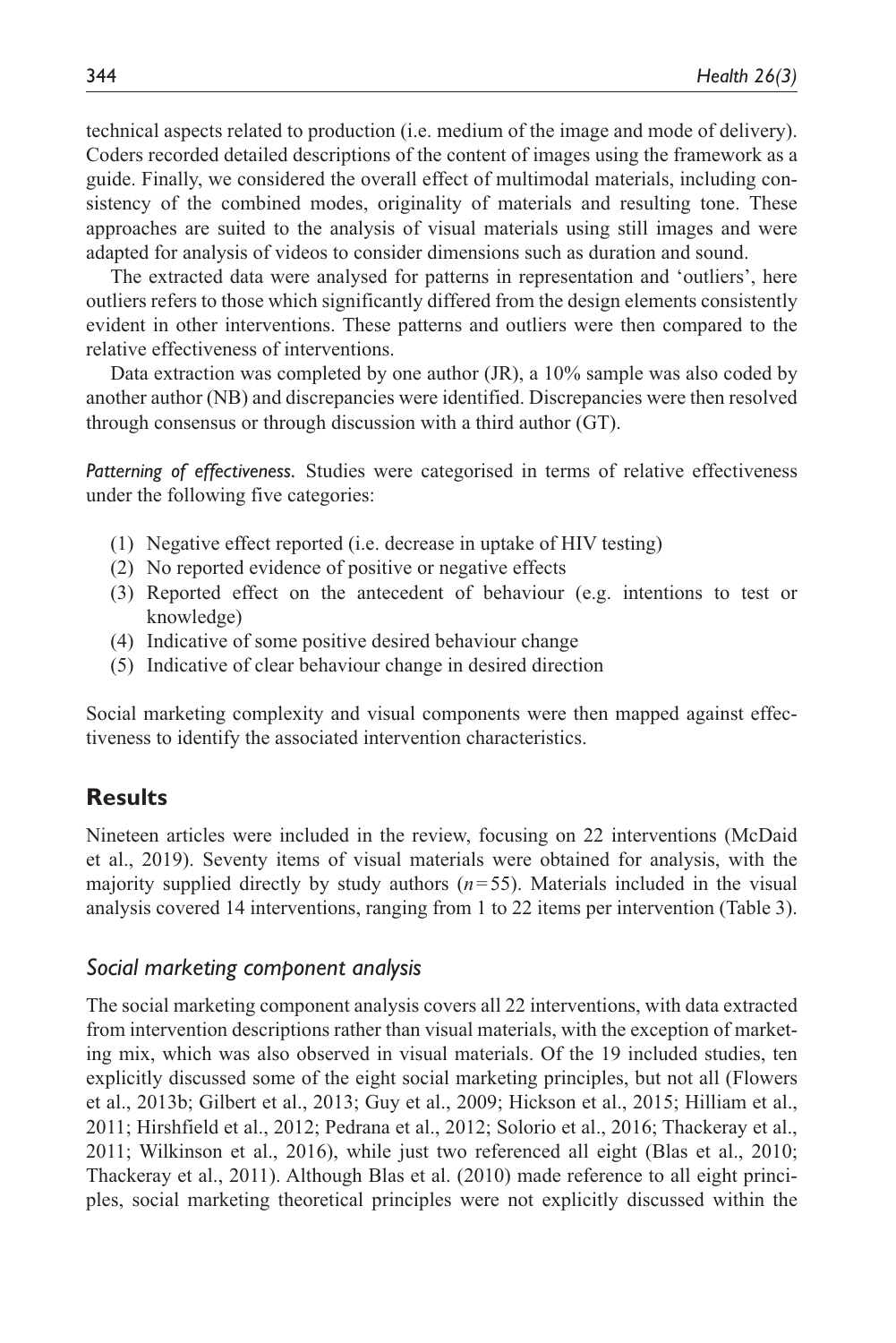technical aspects related to production (i.e. medium of the image and mode of delivery). Coders recorded detailed descriptions of the content of images using the framework as a guide. Finally, we considered the overall effect of multimodal materials, including consistency of the combined modes, originality of materials and resulting tone. These approaches are suited to the analysis of visual materials using still images and were adapted for analysis of videos to consider dimensions such as duration and sound.

The extracted data were analysed for patterns in representation and 'outliers', here outliers refers to those which significantly differed from the design elements consistently evident in other interventions. These patterns and outliers were then compared to the relative effectiveness of interventions.

Data extraction was completed by one author (JR), a 10% sample was also coded by another author (NB) and discrepancies were identified. Discrepancies were then resolved through consensus or through discussion with a third author (GT).

*Patterning of effectiveness.* Studies were categorised in terms of relative effectiveness under the following five categories:

(1) Negative effect reported (i.e. decrease in uptake of HIV testing)
(2) No reported evidence of positive or negative effects
(3) Reported effect on the antecedent of behaviour (e.g. intentions to test or knowledge)
(4) Indicative of some positive desired behaviour change
(5) Indicative of clear behaviour change in desired direction

Social marketing complexity and visual components were then mapped against effectiveness to identify the associated intervention characteristics.

## Results

Nineteen articles were included in the review, focusing on 22 interventions (McDaid et al., 2019). Seventy items of visual materials were obtained for analysis, with the majority supplied directly by study authors ($n = 55$). Materials included in the visual analysis covered 14 interventions, ranging from 1 to 22 items per intervention (Table 3).

### *Social marketing component analysis*

The social marketing component analysis covers all 22 interventions, with data extracted from intervention descriptions rather than visual materials, with the exception of marketing mix, which was also observed in visual materials. Of the 19 included studies, ten explicitly discussed some of the eight social marketing principles, but not all (Flowers et al., 2013b; Gilbert et al., 2013; Guy et al., 2009; Hickson et al., 2015; Hilliam et al., 2011; Hirshfield et al., 2012; Pedrana et al., 2012; Solorio et al., 2016; Thackeray et al., 2011; Wilkinson et al., 2016), while just two referenced all eight (Blas et al., 2010; Thackeray et al., 2011). Although Blas et al. (2010) made reference to all eight principles, social marketing theoretical principles were not explicitly discussed within the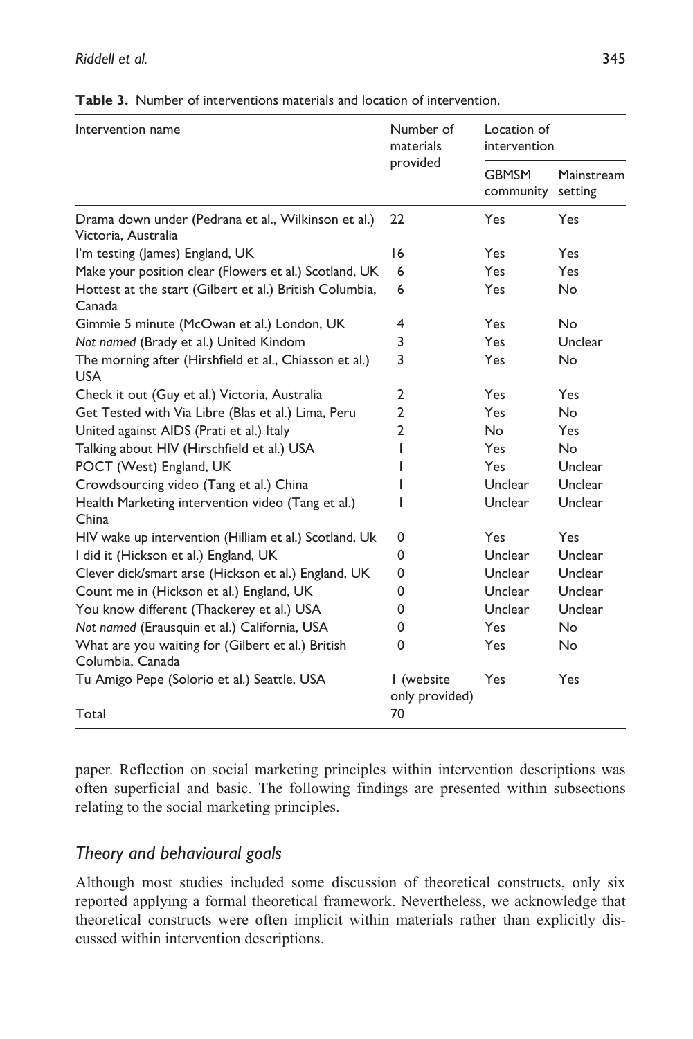**Table 3.** Number of interventions materials and location of intervention.

| Intervention name | Number of materials provided | Location of intervention | |
|---|---|---|---|
| | | GBMSM community | Mainstream setting |
| Drama down under (Pedrana et al., Wilkinson et al.) Victoria, Australia | 22 | Yes | Yes |
| I'm testing (James) England, UK | 16 | Yes | Yes |
| Make your position clear (Flowers et al.) Scotland, UK | 6 | Yes | Yes |
| Hottest at the start (Gilbert et al.) British Columbia, Canada | 6 | Yes | No |
| Gimmie 5 minute (McOwan et al.) London, UK | 4 | Yes | No |
| *Not named* (Brady et al.) United Kindom | 3 | Yes | Unclear |
| The morning after (Hirshfield et al., Chiasson et al.) USA | 3 | Yes | No |
| Check it out (Guy et al.) Victoria, Australia | 2 | Yes | Yes |
| Get Tested with Via Libre (Blas et al.) Lima, Peru | 2 | Yes | No |
| United against AIDS (Prati et al.) Italy | 2 | No | Yes |
| Talking about HIV (Hirschfield et al.) USA | 1 | Yes | No |
| POCT (West) England, UK | 1 | Yes | Unclear |
| Crowdsourcing video (Tang et al.) China | 1 | Unclear | Unclear |
| Health Marketing intervention video (Tang et al.) China | 1 | Unclear | Unclear |
| HIV wake up intervention (Hilliam et al.) Scotland, Uk | 0 | Yes | Yes |
| I did it (Hickson et al.) England, UK | 0 | Unclear | Unclear |
| Clever dick/smart arse (Hickson et al.) England, UK | 0 | Unclear | Unclear |
| Count me in (Hickson et al.) England, UK | 0 | Unclear | Unclear |
| You know different (Thackerey et al.) USA | 0 | Unclear | Unclear |
| *Not named* (Erausquin et al.) California, USA | 0 | Yes | No |
| What are you waiting for (Gilbert et al.) British Columbia, Canada | 0 | Yes | No |
| Tu Amigo Pepe (Solorio et al.) Seattle, USA | 1 (website only provided) | Yes | Yes |
| Total | 70 | | |

paper. Reflection on social marketing principles within intervention descriptions was often superficial and basic. The following findings are presented within subsections relating to the social marketing principles.

## *Theory and behavioural goals*

Although most studies included some discussion of theoretical constructs, only six reported applying a formal theoretical framework. Nevertheless, we acknowledge that theoretical constructs were often implicit within materials rather than explicitly discussed within intervention descriptions.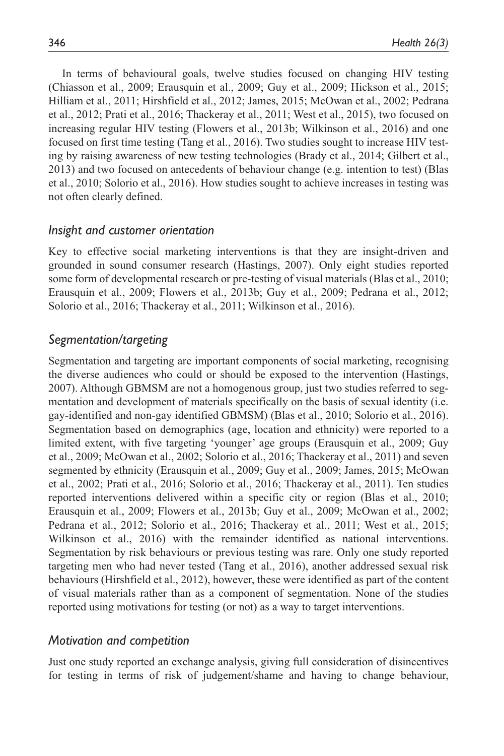In terms of behavioural goals, twelve studies focused on changing HIV testing (Chiasson et al., 2009; Erausquin et al., 2009; Guy et al., 2009; Hickson et al., 2015; Hilliam et al., 2011; Hirshfield et al., 2012; James, 2015; McOwan et al., 2002; Pedrana et al., 2012; Prati et al., 2016; Thackeray et al., 2011; West et al., 2015), two focused on increasing regular HIV testing (Flowers et al., 2013b; Wilkinson et al., 2016) and one focused on first time testing (Tang et al., 2016). Two studies sought to increase HIV testing by raising awareness of new testing technologies (Brady et al., 2014; Gilbert et al., 2013) and two focused on antecedents of behaviour change (e.g. intention to test) (Blas et al., 2010; Solorio et al., 2016). How studies sought to achieve increases in testing was not often clearly defined.

### *Insight and customer orientation*

Key to effective social marketing interventions is that they are insight-driven and grounded in sound consumer research (Hastings, 2007). Only eight studies reported some form of developmental research or pre-testing of visual materials (Blas et al., 2010; Erausquin et al., 2009; Flowers et al., 2013b; Guy et al., 2009; Pedrana et al., 2012; Solorio et al., 2016; Thackeray et al., 2011; Wilkinson et al., 2016).

### *Segmentation/targeting*

Segmentation and targeting are important components of social marketing, recognising the diverse audiences who could or should be exposed to the intervention (Hastings, 2007). Although GBMSM are not a homogenous group, just two studies referred to segmentation and development of materials specifically on the basis of sexual identity (i.e. gay-identified and non-gay identified GBMSM) (Blas et al., 2010; Solorio et al., 2016). Segmentation based on demographics (age, location and ethnicity) were reported to a limited extent, with five targeting 'younger' age groups (Erausquin et al., 2009; Guy et al., 2009; McOwan et al., 2002; Solorio et al., 2016; Thackeray et al., 2011) and seven segmented by ethnicity (Erausquin et al., 2009; Guy et al., 2009; James, 2015; McOwan et al., 2002; Prati et al., 2016; Solorio et al., 2016; Thackeray et al., 2011). Ten studies reported interventions delivered within a specific city or region (Blas et al., 2010; Erausquin et al., 2009; Flowers et al., 2013b; Guy et al., 2009; McOwan et al., 2002; Pedrana et al., 2012; Solorio et al., 2016; Thackeray et al., 2011; West et al., 2015; Wilkinson et al., 2016) with the remainder identified as national interventions. Segmentation by risk behaviours or previous testing was rare. Only one study reported targeting men who had never tested (Tang et al., 2016), another addressed sexual risk behaviours (Hirshfield et al., 2012), however, these were identified as part of the content of visual materials rather than as a component of segmentation. None of the studies reported using motivations for testing (or not) as a way to target interventions.

### *Motivation and competition*

Just one study reported an exchange analysis, giving full consideration of disincentives for testing in terms of risk of judgement/shame and having to change behaviour,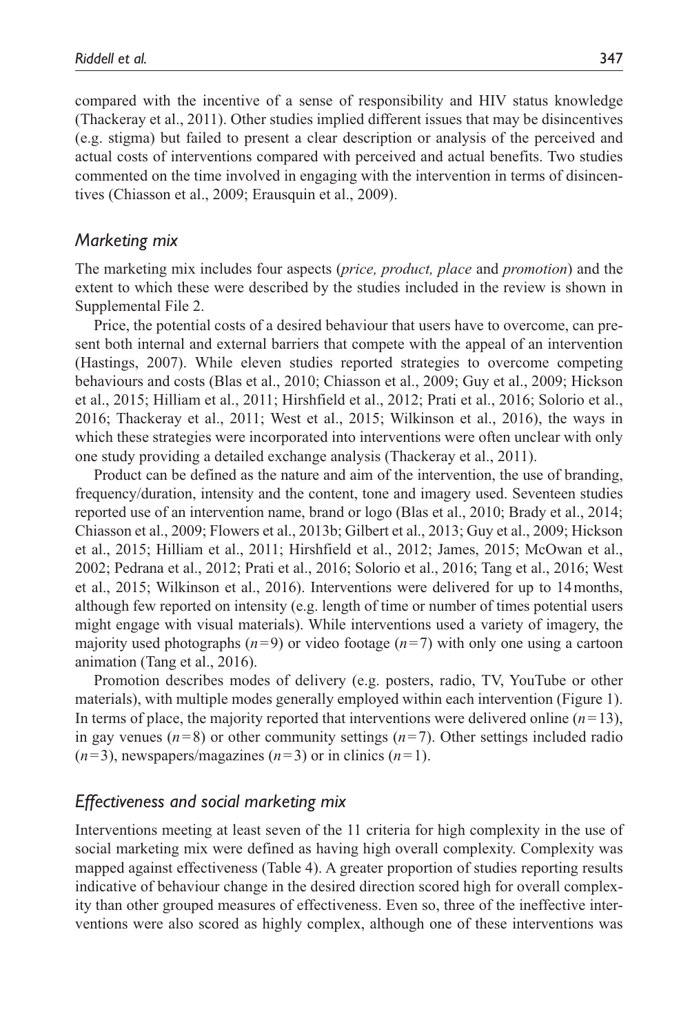compared with the incentive of a sense of responsibility and HIV status knowledge (Thackeray et al., 2011). Other studies implied different issues that may be disincentives (e.g. stigma) but failed to present a clear description or analysis of the perceived and actual costs of interventions compared with perceived and actual benefits. Two studies commented on the time involved in engaging with the intervention in terms of disincentives (Chiasson et al., 2009; Erausquin et al., 2009).

### *Marketing mix*

The marketing mix includes four aspects (*price, product, place* and *promotion*) and the extent to which these were described by the studies included in the review is shown in Supplemental File 2.

Price, the potential costs of a desired behaviour that users have to overcome, can present both internal and external barriers that compete with the appeal of an intervention (Hastings, 2007). While eleven studies reported strategies to overcome competing behaviours and costs (Blas et al., 2010; Chiasson et al., 2009; Guy et al., 2009; Hickson et al., 2015; Hilliam et al., 2011; Hirshfield et al., 2012; Prati et al., 2016; Solorio et al., 2016; Thackeray et al., 2011; West et al., 2015; Wilkinson et al., 2016), the ways in which these strategies were incorporated into interventions were often unclear with only one study providing a detailed exchange analysis (Thackeray et al., 2011).

Product can be defined as the nature and aim of the intervention, the use of branding, frequency/duration, intensity and the content, tone and imagery used. Seventeen studies reported use of an intervention name, brand or logo (Blas et al., 2010; Brady et al., 2014; Chiasson et al., 2009; Flowers et al., 2013b; Gilbert et al., 2013; Guy et al., 2009; Hickson et al., 2015; Hilliam et al., 2011; Hirshfield et al., 2012; James, 2015; McOwan et al., 2002; Pedrana et al., 2012; Prati et al., 2016; Solorio et al., 2016; Tang et al., 2016; West et al., 2015; Wilkinson et al., 2016). Interventions were delivered for up to 14 months, although few reported on intensity (e.g. length of time or number of times potential users might engage with visual materials). While interventions used a variety of imagery, the majority used photographs ($n=9$) or video footage ($n=7$) with only one using a cartoon animation (Tang et al., 2016).

Promotion describes modes of delivery (e.g. posters, radio, TV, YouTube or other materials), with multiple modes generally employed within each intervention (Figure 1). In terms of place, the majority reported that interventions were delivered online ($n=13$), in gay venues ($n=8$) or other community settings ($n=7$). Other settings included radio ($n=3$), newspapers/magazines ($n=3$) or in clinics ($n=1$).

### *Effectiveness and social marketing mix*

Interventions meeting at least seven of the 11 criteria for high complexity in the use of social marketing mix were defined as having high overall complexity. Complexity was mapped against effectiveness (Table 4). A greater proportion of studies reporting results indicative of behaviour change in the desired direction scored high for overall complexity than other grouped measures of effectiveness. Even so, three of the ineffective interventions were also scored as highly complex, although one of these interventions was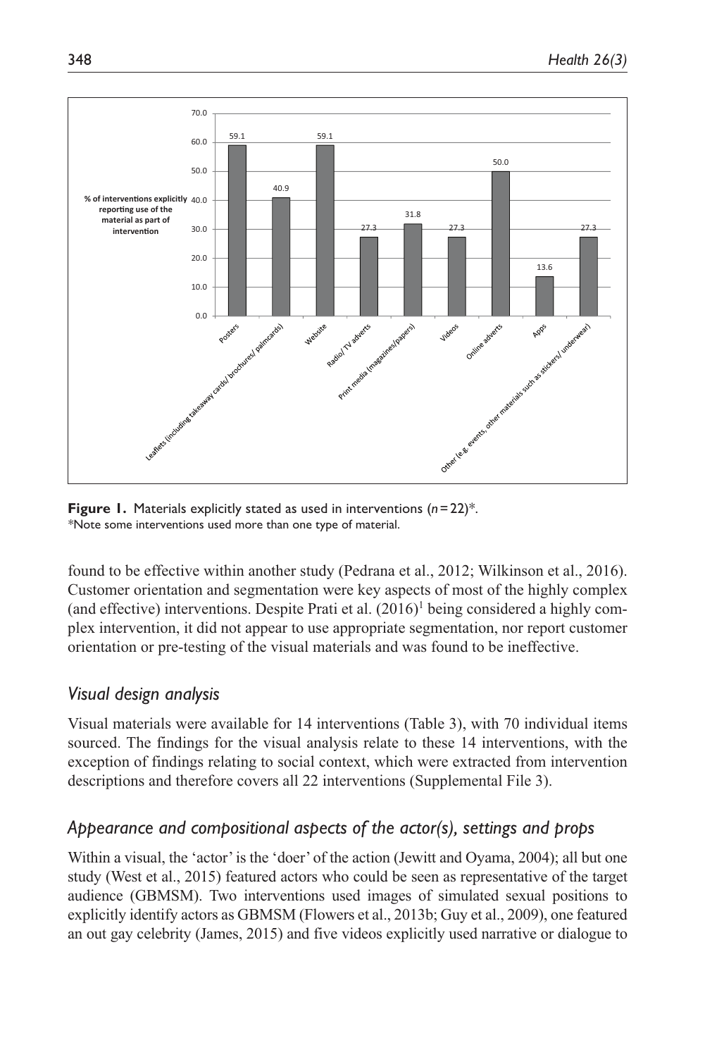**Figure 1.** Materials explicitly stated as used in interventions ($n = 22$)*.
*Note some interventions used more than one type of material.

found to be effective within another study (Pedrana et al., 2012; Wilkinson et al., 2016). Customer orientation and segmentation were key aspects of most of the highly complex (and effective) interventions. Despite Prati et al. (2016)[1] being considered a highly complex intervention, it did not appear to use appropriate segmentation, nor report customer orientation or pre-testing of the visual materials and was found to be ineffective.

### *Visual design analysis*

Visual materials were available for 14 interventions (Table 3), with 70 individual items sourced. The findings for the visual analysis relate to these 14 interventions, with the exception of findings relating to social context, which were extracted from intervention descriptions and therefore covers all 22 interventions (Supplemental File 3).

### *Appearance and compositional aspects of the actor(s), settings and props*

Within a visual, the 'actor' is the 'doer' of the action (Jewitt and Oyama, 2004); all but one study (West et al., 2015) featured actors who could be seen as representative of the target audience (GBMSM). Two interventions used images of simulated sexual positions to explicitly identify actors as GBMSM (Flowers et al., 2013b; Guy et al., 2009), one featured an out gay celebrity (James, 2015) and five videos explicitly used narrative or dialogue to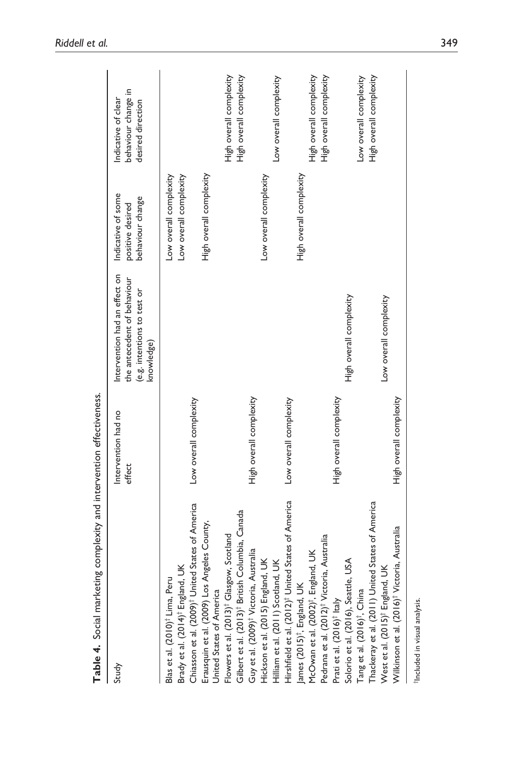**Table 4.** Social marketing complexity and intervention effectiveness.

| Study | Intervention had no effect | Intervention had an effect on the antecedent of behaviour (e.g. intentions to test or knowledge) | Indicative of some positive desired behaviour change | Indicative of clear behaviour change in desired direction |
|---|---|---|---|---|
| Blas et al. (2010)† Lima, Peru | | | Low overall complexity | |
| Brady et al. (2014)† England, UK | | | Low overall complexity | |
| Chiasson et al. (2009)† United States of America | Low overall complexity | | | |
| Erausquin et al. (2009) Los Angeles County, United States of America | | | High overall complexity | |
| Flowers et al. (2013)† Glasgow, Scotland | | | | High overall complexity |
| Gilbert et al. (2013)† British Columbia, Canada | | | | High overall complexity |
| Guy et al. (2009)† Victoria, Australia | High overall complexity | | | |
| Hickson et al. (2015) England, UK | | | Low overall complexity | |
| Hilliam et al. (2011) Scotland, UK | | | | Low overall complexity |
| Hirshfield et al. (2012)† United States of America | Low overall complexity | | | |
| James (2015)†, England, UK | | | High overall complexity | |
| McOwan et al. (2002)†, England, UK | | | | High overall complexity |
| Pedrana et al. (2012)† Victoria, Australia | | | | High overall complexity |
| Prati et al. (2016)† Italy | High overall complexity | | | |
| Solorio et al. (2016), Seattle, USA | | High overall complexity | | |
| Tang et al. (2016)†, China | | | | Low overall complexity |
| Thackeray et al. (2011) United States of America | | | | High overall complexity |
| West et al. (2015)† England, UK | | Low overall complexity | | |
| Wilkinson et al. (2016)† Victoria, Australia | High overall complexity | | | |

†Included in visual analysis.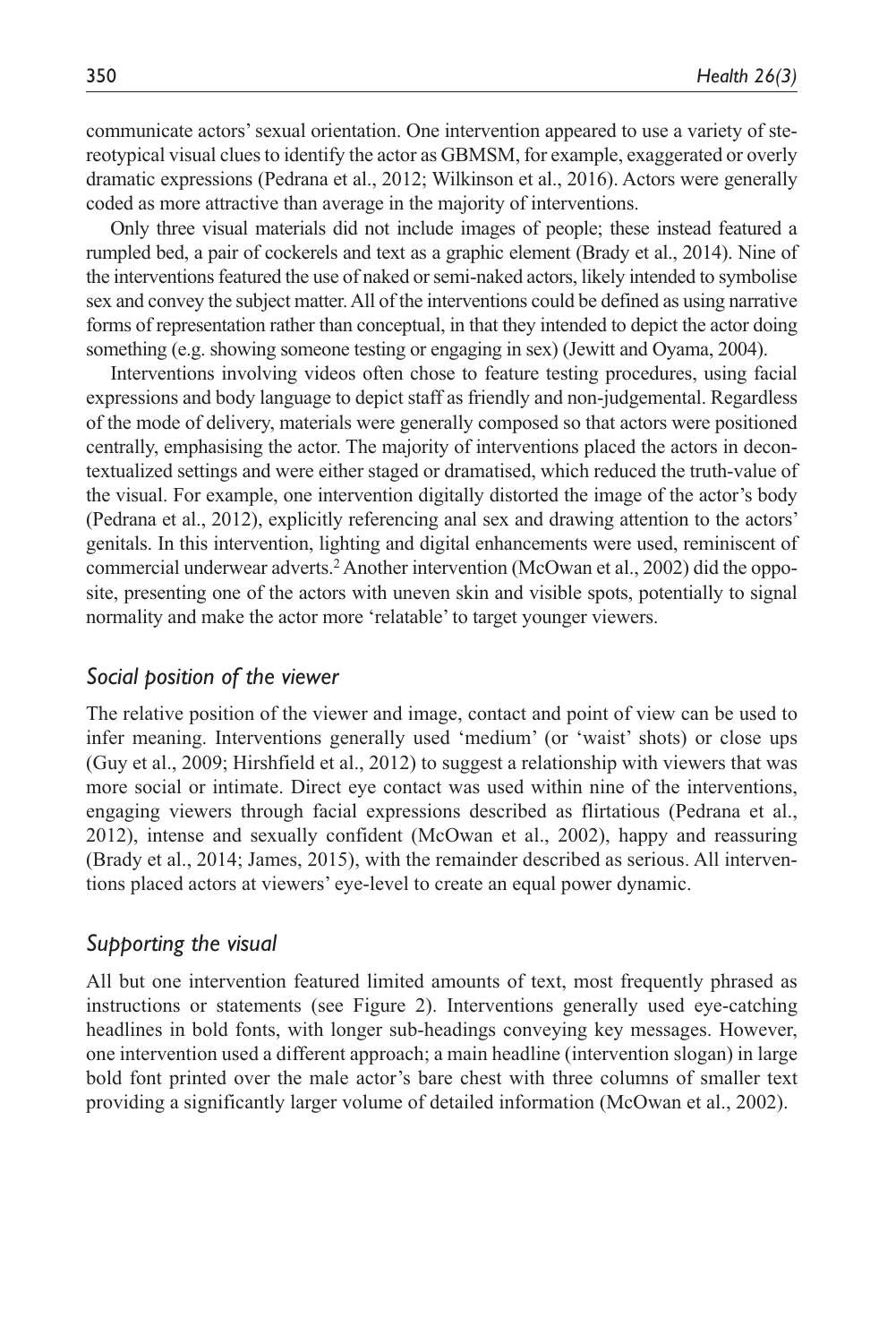communicate actors' sexual orientation. One intervention appeared to use a variety of stereotypical visual clues to identify the actor as GBMSM, for example, exaggerated or overly dramatic expressions (Pedrana et al., 2012; Wilkinson et al., 2016). Actors were generally coded as more attractive than average in the majority of interventions.

Only three visual materials did not include images of people; these instead featured a rumpled bed, a pair of cockerels and text as a graphic element (Brady et al., 2014). Nine of the interventions featured the use of naked or semi-naked actors, likely intended to symbolise sex and convey the subject matter. All of the interventions could be defined as using narrative forms of representation rather than conceptual, in that they intended to depict the actor doing something (e.g. showing someone testing or engaging in sex) (Jewitt and Oyama, 2004).

Interventions involving videos often chose to feature testing procedures, using facial expressions and body language to depict staff as friendly and non-judgemental. Regardless of the mode of delivery, materials were generally composed so that actors were positioned centrally, emphasising the actor. The majority of interventions placed the actors in decontextualized settings and were either staged or dramatised, which reduced the truth-value of the visual. For example, one intervention digitally distorted the image of the actor's body (Pedrana et al., 2012), explicitly referencing anal sex and drawing attention to the actors' genitals. In this intervention, lighting and digital enhancements were used, reminiscent of commercial underwear adverts.[2] Another intervention (McOwan et al., 2002) did the opposite, presenting one of the actors with uneven skin and visible spots, potentially to signal normality and make the actor more 'relatable' to target younger viewers.

### *Social position of the viewer*

The relative position of the viewer and image, contact and point of view can be used to infer meaning. Interventions generally used 'medium' (or 'waist' shots) or close ups (Guy et al., 2009; Hirshfield et al., 2012) to suggest a relationship with viewers that was more social or intimate. Direct eye contact was used within nine of the interventions, engaging viewers through facial expressions described as flirtatious (Pedrana et al., 2012), intense and sexually confident (McOwan et al., 2002), happy and reassuring (Brady et al., 2014; James, 2015), with the remainder described as serious. All interventions placed actors at viewers' eye-level to create an equal power dynamic.

### *Supporting the visual*

All but one intervention featured limited amounts of text, most frequently phrased as instructions or statements (see Figure 2). Interventions generally used eye-catching headlines in bold fonts, with longer sub-headings conveying key messages. However, one intervention used a different approach; a main headline (intervention slogan) in large bold font printed over the male actor's bare chest with three columns of smaller text providing a significantly larger volume of detailed information (McOwan et al., 2002).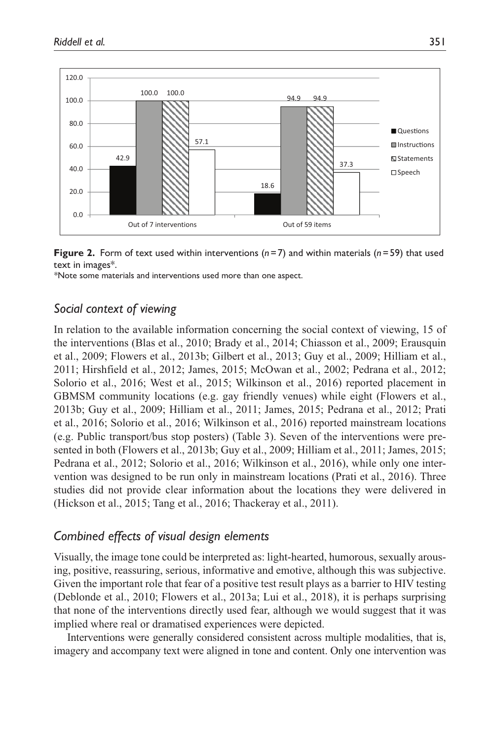**Figure 2.** Form of text used within interventions ($n=7$) and within materials ($n=59$) that used text in images*.

*Note some materials and interventions used more than one aspect.

## *Social context of viewing*

In relation to the available information concerning the social context of viewing, 15 of the interventions (Blas et al., 2010; Brady et al., 2014; Chiasson et al., 2009; Erausquin et al., 2009; Flowers et al., 2013b; Gilbert et al., 2013; Guy et al., 2009; Hilliam et al., 2011; Hirshfield et al., 2012; James, 2015; McOwan et al., 2002; Pedrana et al., 2012; Solorio et al., 2016; West et al., 2015; Wilkinson et al., 2016) reported placement in GBMSM community locations (e.g. gay friendly venues) while eight (Flowers et al., 2013b; Guy et al., 2009; Hilliam et al., 2011; James, 2015; Pedrana et al., 2012; Prati et al., 2016; Solorio et al., 2016; Wilkinson et al., 2016) reported mainstream locations (e.g. Public transport/bus stop posters) (Table 3). Seven of the interventions were presented in both (Flowers et al., 2013b; Guy et al., 2009; Hilliam et al., 2011; James, 2015; Pedrana et al., 2012; Solorio et al., 2016; Wilkinson et al., 2016), while only one intervention was designed to be run only in mainstream locations (Prati et al., 2016). Three studies did not provide clear information about the locations they were delivered in (Hickson et al., 2015; Tang et al., 2016; Thackeray et al., 2011).

## *Combined effects of visual design elements*

Visually, the image tone could be interpreted as: light-hearted, humorous, sexually arousing, positive, reassuring, serious, informative and emotive, although this was subjective. Given the important role that fear of a positive test result plays as a barrier to HIV testing (Deblonde et al., 2010; Flowers et al., 2013a; Lui et al., 2018), it is perhaps surprising that none of the interventions directly used fear, although we would suggest that it was implied where real or dramatised experiences were depicted.

Interventions were generally considered consistent across multiple modalities, that is, imagery and accompany text were aligned in tone and content. Only one intervention was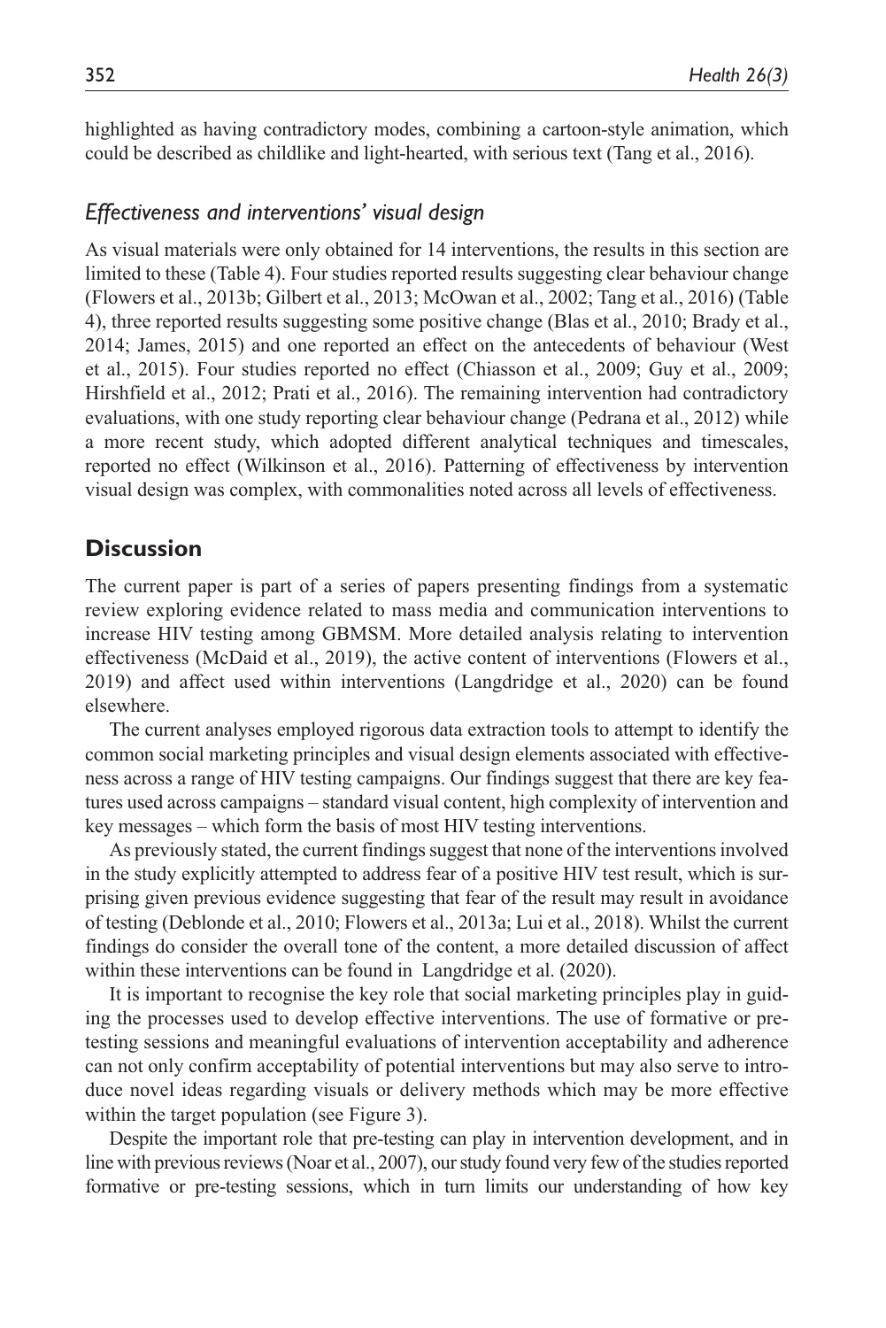highlighted as having contradictory modes, combining a cartoon-style animation, which could be described as childlike and light-hearted, with serious text (Tang et al., 2016).

### *Effectiveness and interventions' visual design*

As visual materials were only obtained for 14 interventions, the results in this section are limited to these (Table 4). Four studies reported results suggesting clear behaviour change (Flowers et al., 2013b; Gilbert et al., 2013; McOwan et al., 2002; Tang et al., 2016) (Table 4), three reported results suggesting some positive change (Blas et al., 2010; Brady et al., 2014; James, 2015) and one reported an effect on the antecedents of behaviour (West et al., 2015). Four studies reported no effect (Chiasson et al., 2009; Guy et al., 2009; Hirshfield et al., 2012; Prati et al., 2016). The remaining intervention had contradictory evaluations, with one study reporting clear behaviour change (Pedrana et al., 2012) while a more recent study, which adopted different analytical techniques and timescales, reported no effect (Wilkinson et al., 2016). Patterning of effectiveness by intervention visual design was complex, with commonalities noted across all levels of effectiveness.

## Discussion

The current paper is part of a series of papers presenting findings from a systematic review exploring evidence related to mass media and communication interventions to increase HIV testing among GBMSM. More detailed analysis relating to intervention effectiveness (McDaid et al., 2019), the active content of interventions (Flowers et al., 2019) and affect used within interventions (Langdridge et al., 2020) can be found elsewhere.

The current analyses employed rigorous data extraction tools to attempt to identify the common social marketing principles and visual design elements associated with effectiveness across a range of HIV testing campaigns. Our findings suggest that there are key features used across campaigns – standard visual content, high complexity of intervention and key messages – which form the basis of most HIV testing interventions.

As previously stated, the current findings suggest that none of the interventions involved in the study explicitly attempted to address fear of a positive HIV test result, which is surprising given previous evidence suggesting that fear of the result may result in avoidance of testing (Deblonde et al., 2010; Flowers et al., 2013a; Lui et al., 2018). Whilst the current findings do consider the overall tone of the content, a more detailed discussion of affect within these interventions can be found in Langdridge et al. (2020).

It is important to recognise the key role that social marketing principles play in guiding the processes used to develop effective interventions. The use of formative or pretesting sessions and meaningful evaluations of intervention acceptability and adherence can not only confirm acceptability of potential interventions but may also serve to introduce novel ideas regarding visuals or delivery methods which may be more effective within the target population (see Figure 3).

Despite the important role that pre-testing can play in intervention development, and in line with previous reviews (Noar et al., 2007), our study found very few of the studies reported formative or pre-testing sessions, which in turn limits our understanding of how key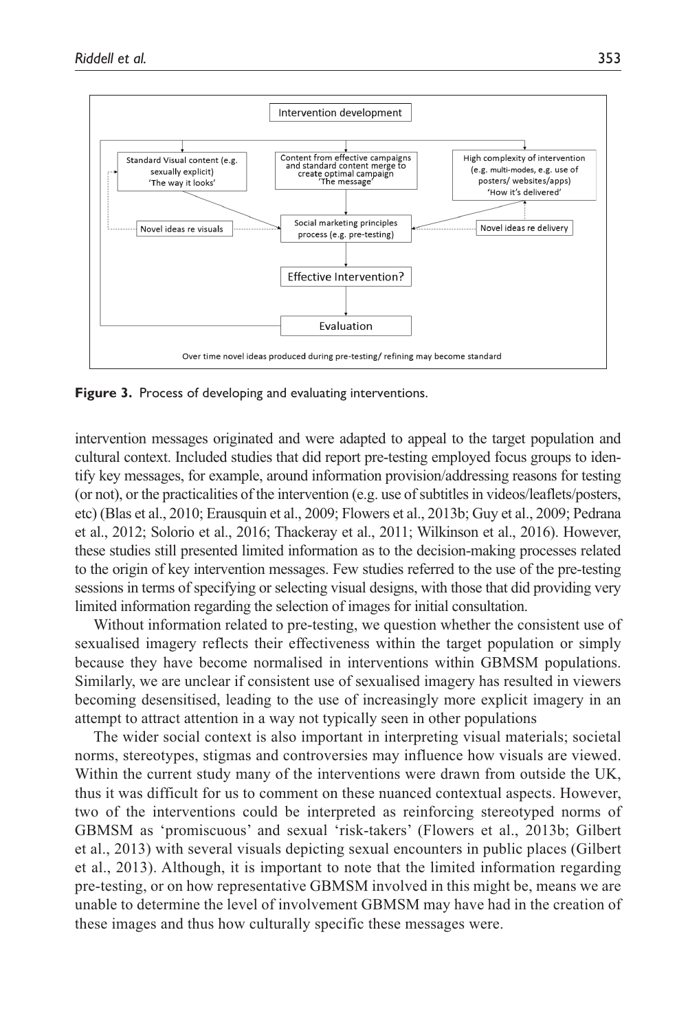**Figure 3.** Process of developing and evaluating interventions.

intervention messages originated and were adapted to appeal to the target population and cultural context. Included studies that did report pre-testing employed focus groups to identify key messages, for example, around information provision/addressing reasons for testing (or not), or the practicalities of the intervention (e.g. use of subtitles in videos/leaflets/posters, etc) (Blas et al., 2010; Erausquin et al., 2009; Flowers et al., 2013b; Guy et al., 2009; Pedrana et al., 2012; Solorio et al., 2016; Thackeray et al., 2011; Wilkinson et al., 2016). However, these studies still presented limited information as to the decision-making processes related to the origin of key intervention messages. Few studies referred to the use of the pre-testing sessions in terms of specifying or selecting visual designs, with those that did providing very limited information regarding the selection of images for initial consultation.

Without information related to pre-testing, we question whether the consistent use of sexualised imagery reflects their effectiveness within the target population or simply because they have become normalised in interventions within GBMSM populations. Similarly, we are unclear if consistent use of sexualised imagery has resulted in viewers becoming desensitised, leading to the use of increasingly more explicit imagery in an attempt to attract attention in a way not typically seen in other populations

The wider social context is also important in interpreting visual materials; societal norms, stereotypes, stigmas and controversies may influence how visuals are viewed. Within the current study many of the interventions were drawn from outside the UK, thus it was difficult for us to comment on these nuanced contextual aspects. However, two of the interventions could be interpreted as reinforcing stereotyped norms of GBMSM as 'promiscuous' and sexual 'risk-takers' (Flowers et al., 2013b; Gilbert et al., 2013) with several visuals depicting sexual encounters in public places (Gilbert et al., 2013). Although, it is important to note that the limited information regarding pre-testing, or on how representative GBMSM involved in this might be, means we are unable to determine the level of involvement GBMSM may have had in the creation of these images and thus how culturally specific these messages were.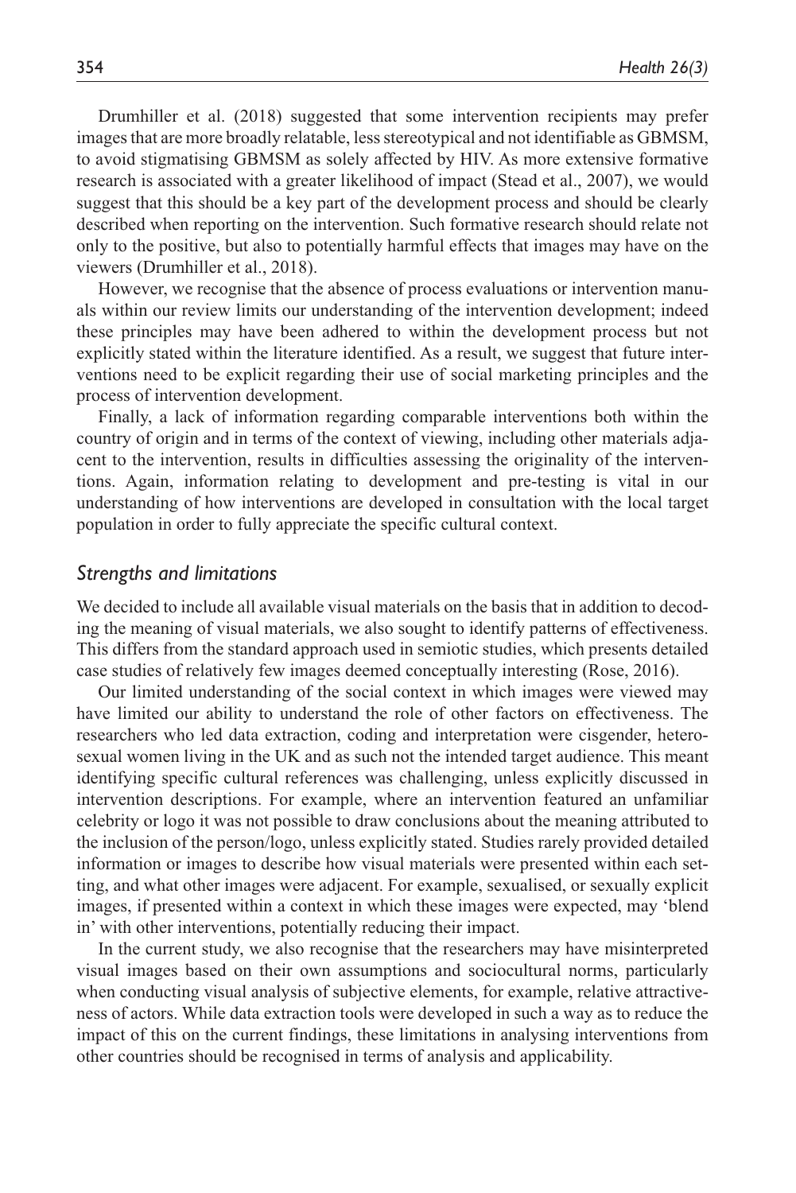Drumhiller et al. (2018) suggested that some intervention recipients may prefer images that are more broadly relatable, less stereotypical and not identifiable as GBMSM, to avoid stigmatising GBMSM as solely affected by HIV. As more extensive formative research is associated with a greater likelihood of impact (Stead et al., 2007), we would suggest that this should be a key part of the development process and should be clearly described when reporting on the intervention. Such formative research should relate not only to the positive, but also to potentially harmful effects that images may have on the viewers (Drumhiller et al., 2018).

However, we recognise that the absence of process evaluations or intervention manuals within our review limits our understanding of the intervention development; indeed these principles may have been adhered to within the development process but not explicitly stated within the literature identified. As a result, we suggest that future interventions need to be explicit regarding their use of social marketing principles and the process of intervention development.

Finally, a lack of information regarding comparable interventions both within the country of origin and in terms of the context of viewing, including other materials adjacent to the intervention, results in difficulties assessing the originality of the interventions. Again, information relating to development and pre-testing is vital in our understanding of how interventions are developed in consultation with the local target population in order to fully appreciate the specific cultural context.

### *Strengths and limitations*

We decided to include all available visual materials on the basis that in addition to decoding the meaning of visual materials, we also sought to identify patterns of effectiveness. This differs from the standard approach used in semiotic studies, which presents detailed case studies of relatively few images deemed conceptually interesting (Rose, 2016).

Our limited understanding of the social context in which images were viewed may have limited our ability to understand the role of other factors on effectiveness. The researchers who led data extraction, coding and interpretation were cisgender, heterosexual women living in the UK and as such not the intended target audience. This meant identifying specific cultural references was challenging, unless explicitly discussed in intervention descriptions. For example, where an intervention featured an unfamiliar celebrity or logo it was not possible to draw conclusions about the meaning attributed to the inclusion of the person/logo, unless explicitly stated. Studies rarely provided detailed information or images to describe how visual materials were presented within each setting, and what other images were adjacent. For example, sexualised, or sexually explicit images, if presented within a context in which these images were expected, may 'blend in' with other interventions, potentially reducing their impact.

In the current study, we also recognise that the researchers may have misinterpreted visual images based on their own assumptions and sociocultural norms, particularly when conducting visual analysis of subjective elements, for example, relative attractiveness of actors. While data extraction tools were developed in such a way as to reduce the impact of this on the current findings, these limitations in analysing interventions from other countries should be recognised in terms of analysis and applicability.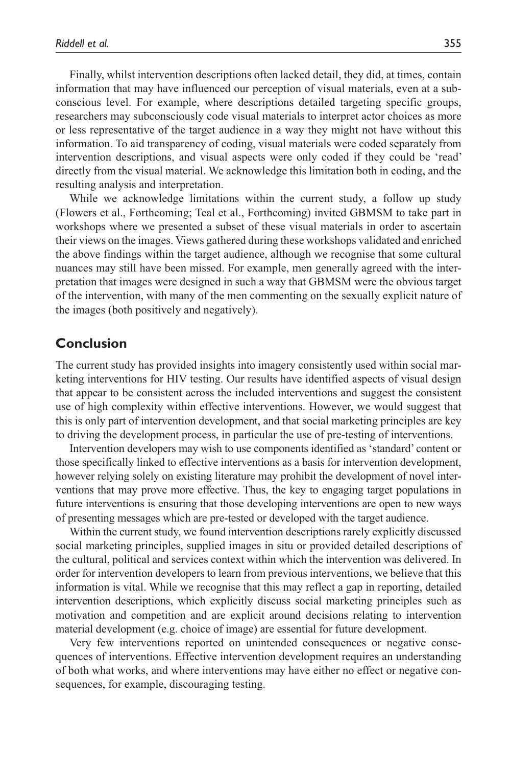Finally, whilst intervention descriptions often lacked detail, they did, at times, contain information that may have influenced our perception of visual materials, even at a subconscious level. For example, where descriptions detailed targeting specific groups, researchers may subconsciously code visual materials to interpret actor choices as more or less representative of the target audience in a way they might not have without this information. To aid transparency of coding, visual materials were coded separately from intervention descriptions, and visual aspects were only coded if they could be 'read' directly from the visual material. We acknowledge this limitation both in coding, and the resulting analysis and interpretation.

While we acknowledge limitations within the current study, a follow up study (Flowers et al., Forthcoming; Teal et al., Forthcoming) invited GBMSM to take part in workshops where we presented a subset of these visual materials in order to ascertain their views on the images. Views gathered during these workshops validated and enriched the above findings within the target audience, although we recognise that some cultural nuances may still have been missed. For example, men generally agreed with the interpretation that images were designed in such a way that GBMSM were the obvious target of the intervention, with many of the men commenting on the sexually explicit nature of the images (both positively and negatively).

## Conclusion

The current study has provided insights into imagery consistently used within social marketing interventions for HIV testing. Our results have identified aspects of visual design that appear to be consistent across the included interventions and suggest the consistent use of high complexity within effective interventions. However, we would suggest that this is only part of intervention development, and that social marketing principles are key to driving the development process, in particular the use of pre-testing of interventions.

Intervention developers may wish to use components identified as 'standard' content or those specifically linked to effective interventions as a basis for intervention development, however relying solely on existing literature may prohibit the development of novel interventions that may prove more effective. Thus, the key to engaging target populations in future interventions is ensuring that those developing interventions are open to new ways of presenting messages which are pre-tested or developed with the target audience.

Within the current study, we found intervention descriptions rarely explicitly discussed social marketing principles, supplied images in situ or provided detailed descriptions of the cultural, political and services context within which the intervention was delivered. In order for intervention developers to learn from previous interventions, we believe that this information is vital. While we recognise that this may reflect a gap in reporting, detailed intervention descriptions, which explicitly discuss social marketing principles such as motivation and competition and are explicit around decisions relating to intervention material development (e.g. choice of image) are essential for future development.

Very few interventions reported on unintended consequences or negative consequences of interventions. Effective intervention development requires an understanding of both what works, and where interventions may have either no effect or negative consequences, for example, discouraging testing.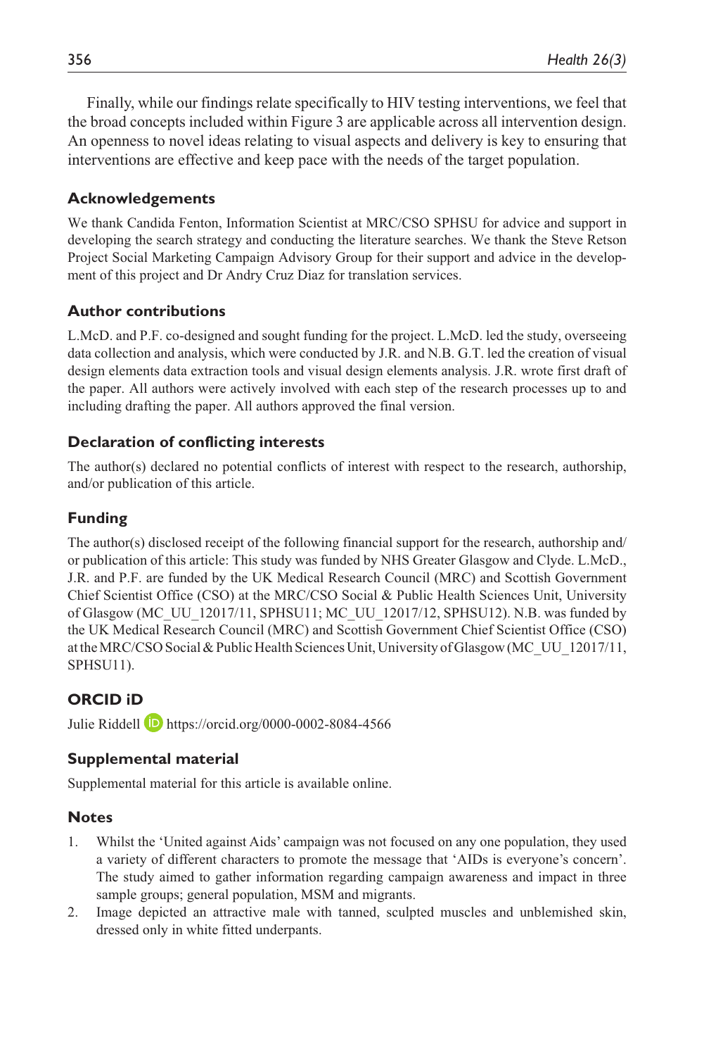Finally, while our findings relate specifically to HIV testing interventions, we feel that the broad concepts included within Figure 3 are applicable across all intervention design. An openness to novel ideas relating to visual aspects and delivery is key to ensuring that interventions are effective and keep pace with the needs of the target population.

## Acknowledgements

We thank Candida Fenton, Information Scientist at MRC/CSO SPHSU for advice and support in developing the search strategy and conducting the literature searches. We thank the Steve Retson Project Social Marketing Campaign Advisory Group for their support and advice in the development of this project and Dr Andry Cruz Diaz for translation services.

## Author contributions

L.McD. and P.F. co-designed and sought funding for the project. L.McD. led the study, overseeing data collection and analysis, which were conducted by J.R. and N.B. G.T. led the creation of visual design elements data extraction tools and visual design elements analysis. J.R. wrote first draft of the paper. All authors were actively involved with each step of the research processes up to and including drafting the paper. All authors approved the final version.

## Declaration of conflicting interests

The author(s) declared no potential conflicts of interest with respect to the research, authorship, and/or publication of this article.

## Funding

The author(s) disclosed receipt of the following financial support for the research, authorship and/or publication of this article: This study was funded by NHS Greater Glasgow and Clyde. L.McD., J.R. and P.F. are funded by the UK Medical Research Council (MRC) and Scottish Government Chief Scientist Office (CSO) at the MRC/CSO Social & Public Health Sciences Unit, University of Glasgow (MC_UU_12017/11, SPHSU11; MC_UU_12017/12, SPHSU12). N.B. was funded by the UK Medical Research Council (MRC) and Scottish Government Chief Scientist Office (CSO) at the MRC/CSO Social & Public Health Sciences Unit, University of Glasgow (MC_UU_12017/11, SPHSU11).

## ORCID iD

Julie Riddell https://orcid.org/0000-0002-8084-4566

## Supplemental material

Supplemental material for this article is available online.

## Notes

1. Whilst the 'United against Aids' campaign was not focused on any one population, they used a variety of different characters to promote the message that 'AIDs is everyone's concern'. The study aimed to gather information regarding campaign awareness and impact in three sample groups; general population, MSM and migrants.
2. Image depicted an attractive male with tanned, sculpted muscles and unblemished skin, dressed only in white fitted underpants.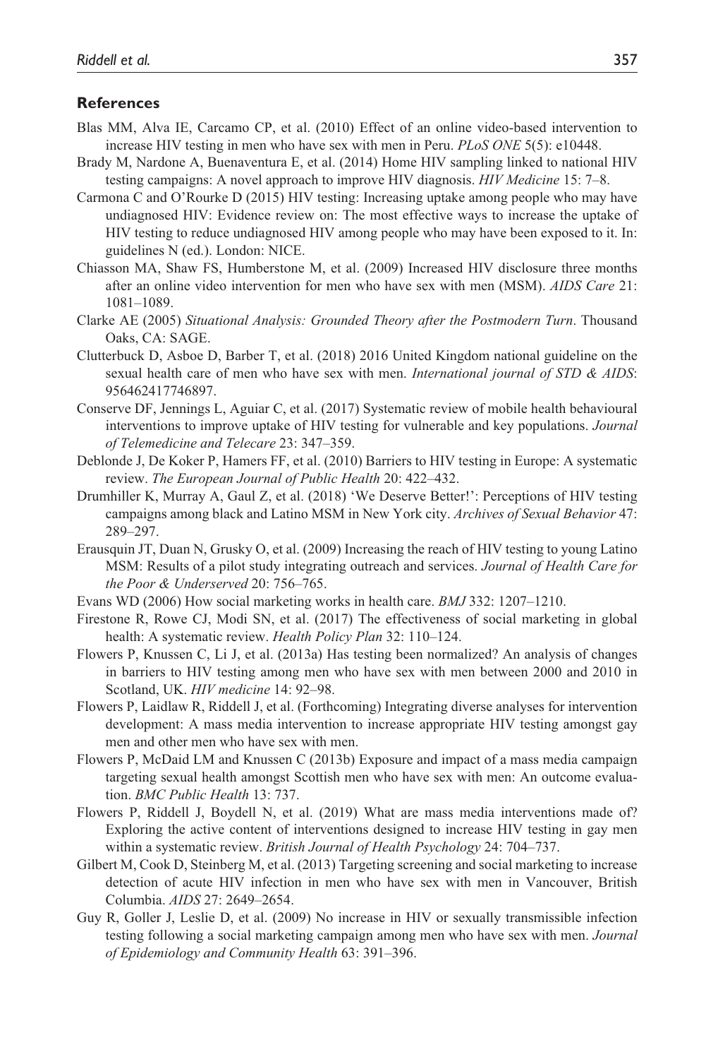## References

Blas MM, Alva IE, Carcamo CP, et al. (2010) Effect of an online video-based intervention to increase HIV testing in men who have sex with men in Peru. *PLoS ONE* 5(5): e10448.

Brady M, Nardone A, Buenaventura E, et al. (2014) Home HIV sampling linked to national HIV testing campaigns: A novel approach to improve HIV diagnosis. *HIV Medicine* 15: 7–8.

Carmona C and O'Rourke D (2015) HIV testing: Increasing uptake among people who may have undiagnosed HIV: Evidence review on: The most effective ways to increase the uptake of HIV testing to reduce undiagnosed HIV among people who may have been exposed to it. In: guidelines N (ed.). London: NICE.

Chiasson MA, Shaw FS, Humberstone M, et al. (2009) Increased HIV disclosure three months after an online video intervention for men who have sex with men (MSM). *AIDS Care* 21: 1081–1089.

Clarke AE (2005) *Situational Analysis: Grounded Theory after the Postmodern Turn*. Thousand Oaks, CA: SAGE.

Clutterbuck D, Asboe D, Barber T, et al. (2018) 2016 United Kingdom national guideline on the sexual health care of men who have sex with men. *International journal of STD & AIDS*: 956462417746897.

Conserve DF, Jennings L, Aguiar C, et al. (2017) Systematic review of mobile health behavioural interventions to improve uptake of HIV testing for vulnerable and key populations. *Journal of Telemedicine and Telecare* 23: 347–359.

Deblonde J, De Koker P, Hamers FF, et al. (2010) Barriers to HIV testing in Europe: A systematic review. *The European Journal of Public Health* 20: 422–432.

Drumhiller K, Murray A, Gaul Z, et al. (2018) 'We Deserve Better!': Perceptions of HIV testing campaigns among black and Latino MSM in New York city. *Archives of Sexual Behavior* 47: 289–297.

Erausquin JT, Duan N, Grusky O, et al. (2009) Increasing the reach of HIV testing to young Latino MSM: Results of a pilot study integrating outreach and services. *Journal of Health Care for the Poor & Underserved* 20: 756–765.

Evans WD (2006) How social marketing works in health care. *BMJ* 332: 1207–1210.

Firestone R, Rowe CJ, Modi SN, et al. (2017) The effectiveness of social marketing in global health: A systematic review. *Health Policy Plan* 32: 110–124.

Flowers P, Knussen C, Li J, et al. (2013a) Has testing been normalized? An analysis of changes in barriers to HIV testing among men who have sex with men between 2000 and 2010 in Scotland, UK. *HIV medicine* 14: 92–98.

Flowers P, Laidlaw R, Riddell J, et al. (Forthcoming) Integrating diverse analyses for intervention development: A mass media intervention to increase appropriate HIV testing amongst gay men and other men who have sex with men.

Flowers P, McDaid LM and Knussen C (2013b) Exposure and impact of a mass media campaign targeting sexual health amongst Scottish men who have sex with men: An outcome evaluation. *BMC Public Health* 13: 737.

Flowers P, Riddell J, Boydell N, et al. (2019) What are mass media interventions made of? Exploring the active content of interventions designed to increase HIV testing in gay men within a systematic review. *British Journal of Health Psychology* 24: 704–737.

Gilbert M, Cook D, Steinberg M, et al. (2013) Targeting screening and social marketing to increase detection of acute HIV infection in men who have sex with men in Vancouver, British Columbia. *AIDS* 27: 2649–2654.

Guy R, Goller J, Leslie D, et al. (2009) No increase in HIV or sexually transmissible infection testing following a social marketing campaign among men who have sex with men. *Journal of Epidemiology and Community Health* 63: 391–396.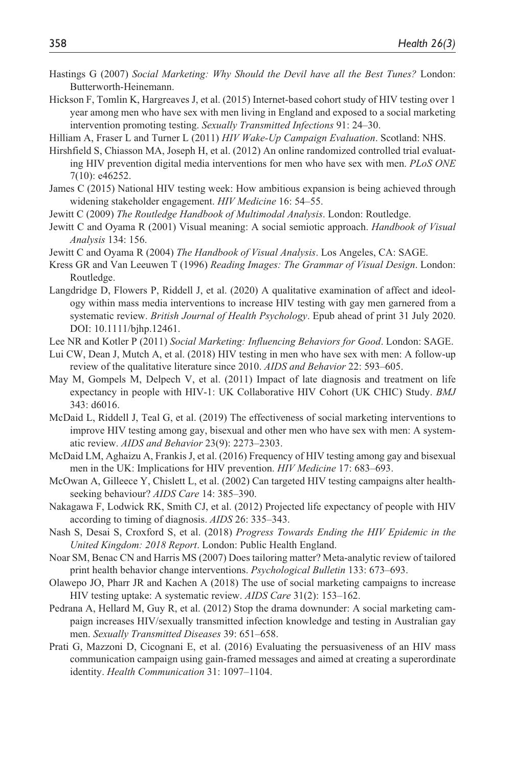Hastings G (2007) *Social Marketing: Why Should the Devil have all the Best Tunes?* London: Butterworth-Heinemann.

Hickson F, Tomlin K, Hargreaves J, et al. (2015) Internet-based cohort study of HIV testing over 1 year among men who have sex with men living in England and exposed to a social marketing intervention promoting testing. *Sexually Transmitted Infections* 91: 24–30.

Hilliam A, Fraser L and Turner L (2011) *HIV Wake-Up Campaign Evaluation*. Scotland: NHS.

Hirshfield S, Chiasson MA, Joseph H, et al. (2012) An online randomized controlled trial evaluating HIV prevention digital media interventions for men who have sex with men. *PLoS ONE* 7(10): e46252.

James C (2015) National HIV testing week: How ambitious expansion is being achieved through widening stakeholder engagement. *HIV Medicine* 16: 54–55.

Jewitt C (2009) *The Routledge Handbook of Multimodal Analysis*. London: Routledge.

Jewitt C and Oyama R (2001) Visual meaning: A social semiotic approach. *Handbook of Visual Analysis* 134: 156.

Jewitt C and Oyama R (2004) *The Handbook of Visual Analysis*. Los Angeles, CA: SAGE.

Kress GR and Van Leeuwen T (1996) *Reading Images: The Grammar of Visual Design*. London: Routledge.

Langdridge D, Flowers P, Riddell J, et al. (2020) A qualitative examination of affect and ideology within mass media interventions to increase HIV testing with gay men garnered from a systematic review. *British Journal of Health Psychology*. Epub ahead of print 31 July 2020. DOI: 10.1111/bjhp.12461.

Lee NR and Kotler P (2011) *Social Marketing: Influencing Behaviors for Good*. London: SAGE.

Lui CW, Dean J, Mutch A, et al. (2018) HIV testing in men who have sex with men: A follow-up review of the qualitative literature since 2010. *AIDS and Behavior* 22: 593–605.

May M, Gompels M, Delpech V, et al. (2011) Impact of late diagnosis and treatment on life expectancy in people with HIV-1: UK Collaborative HIV Cohort (UK CHIC) Study. *BMJ* 343: d6016.

McDaid L, Riddell J, Teal G, et al. (2019) The effectiveness of social marketing interventions to improve HIV testing among gay, bisexual and other men who have sex with men: A systematic review. *AIDS and Behavior* 23(9): 2273–2303.

McDaid LM, Aghaizu A, Frankis J, et al. (2016) Frequency of HIV testing among gay and bisexual men in the UK: Implications for HIV prevention. *HIV Medicine* 17: 683–693.

McOwan A, Gilleece Y, Chislett L, et al. (2002) Can targeted HIV testing campaigns alter health-seeking behaviour? *AIDS Care* 14: 385–390.

Nakagawa F, Lodwick RK, Smith CJ, et al. (2012) Projected life expectancy of people with HIV according to timing of diagnosis. *AIDS* 26: 335–343.

Nash S, Desai S, Croxford S, et al. (2018) *Progress Towards Ending the HIV Epidemic in the United Kingdom: 2018 Report*. London: Public Health England.

Noar SM, Benac CN and Harris MS (2007) Does tailoring matter? Meta-analytic review of tailored print health behavior change interventions. *Psychological Bulletin* 133: 673–693.

Olawepo JO, Pharr JR and Kachen A (2018) The use of social marketing campaigns to increase HIV testing uptake: A systematic review. *AIDS Care* 31(2): 153–162.

Pedrana A, Hellard M, Guy R, et al. (2012) Stop the drama downunder: A social marketing campaign increases HIV/sexually transmitted infection knowledge and testing in Australian gay men. *Sexually Transmitted Diseases* 39: 651–658.

Prati G, Mazzoni D, Cicognani E, et al. (2016) Evaluating the persuasiveness of an HIV mass communication campaign using gain-framed messages and aimed at creating a superordinate identity. *Health Communication* 31: 1097–1104.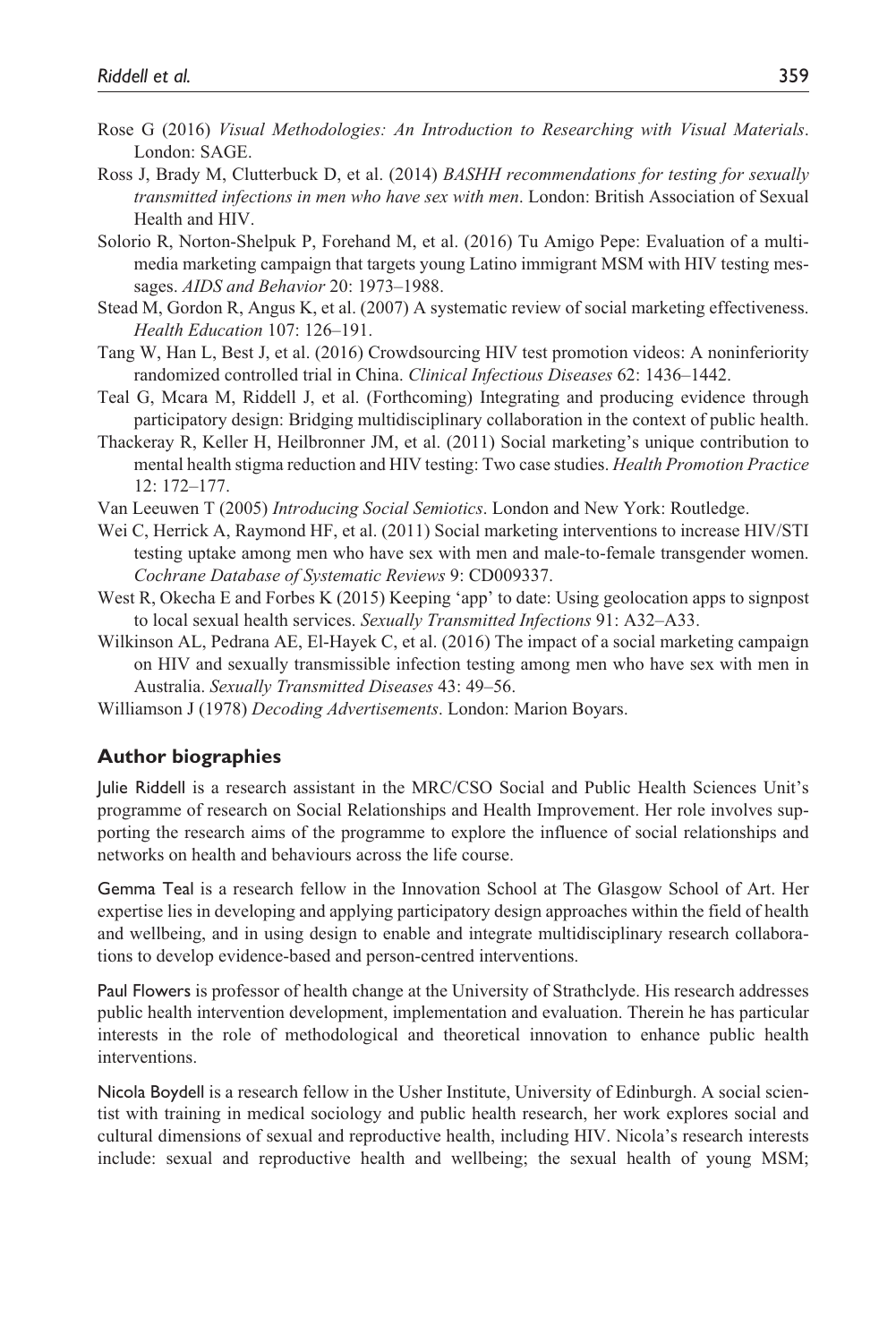Rose G (2016) *Visual Methodologies: An Introduction to Researching with Visual Materials*. London: SAGE.

Ross J, Brady M, Clutterbuck D, et al. (2014) *BASHH recommendations for testing for sexually transmitted infections in men who have sex with men*. London: British Association of Sexual Health and HIV.

Solorio R, Norton-Shelpuk P, Forehand M, et al. (2016) Tu Amigo Pepe: Evaluation of a multi-media marketing campaign that targets young Latino immigrant MSM with HIV testing messages. *AIDS and Behavior* 20: 1973–1988.

Stead M, Gordon R, Angus K, et al. (2007) A systematic review of social marketing effectiveness. *Health Education* 107: 126–191.

Tang W, Han L, Best J, et al. (2016) Crowdsourcing HIV test promotion videos: A noninferiority randomized controlled trial in China. *Clinical Infectious Diseases* 62: 1436–1442.

Teal G, Mcara M, Riddell J, et al. (Forthcoming) Integrating and producing evidence through participatory design: Bridging multidisciplinary collaboration in the context of public health.

Thackeray R, Keller H, Heilbronner JM, et al. (2011) Social marketing's unique contribution to mental health stigma reduction and HIV testing: Two case studies. *Health Promotion Practice* 12: 172–177.

Van Leeuwen T (2005) *Introducing Social Semiotics*. London and New York: Routledge.

Wei C, Herrick A, Raymond HF, et al. (2011) Social marketing interventions to increase HIV/STI testing uptake among men who have sex with men and male-to-female transgender women. *Cochrane Database of Systematic Reviews* 9: CD009337.

West R, Okecha E and Forbes K (2015) Keeping 'app' to date: Using geolocation apps to signpost to local sexual health services. *Sexually Transmitted Infections* 91: A32–A33.

Wilkinson AL, Pedrana AE, El-Hayek C, et al. (2016) The impact of a social marketing campaign on HIV and sexually transmissible infection testing among men who have sex with men in Australia. *Sexually Transmitted Diseases* 43: 49–56.

Williamson J (1978) *Decoding Advertisements*. London: Marion Boyars.

## Author biographies

Julie Riddell is a research assistant in the MRC/CSO Social and Public Health Sciences Unit's programme of research on Social Relationships and Health Improvement. Her role involves supporting the research aims of the programme to explore the influence of social relationships and networks on health and behaviours across the life course.

Gemma Teal is a research fellow in the Innovation School at The Glasgow School of Art. Her expertise lies in developing and applying participatory design approaches within the field of health and wellbeing, and in using design to enable and integrate multidisciplinary research collaborations to develop evidence-based and person-centred interventions.

Paul Flowers is professor of health change at the University of Strathclyde. His research addresses public health intervention development, implementation and evaluation. Therein he has particular interests in the role of methodological and theoretical innovation to enhance public health interventions.

Nicola Boydell is a research fellow in the Usher Institute, University of Edinburgh. A social scientist with training in medical sociology and public health research, her work explores social and cultural dimensions of sexual and reproductive health, including HIV. Nicola's research interests include: sexual and reproductive health and wellbeing; the sexual health of young MSM;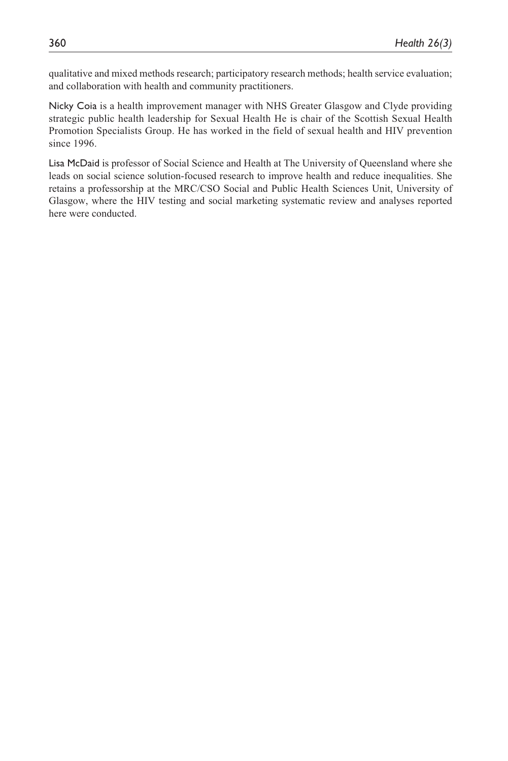qualitative and mixed methods research; participatory research methods; health service evaluation; and collaboration with health and community practitioners.

Nicky Coia is a health improvement manager with NHS Greater Glasgow and Clyde providing strategic public health leadership for Sexual Health He is chair of the Scottish Sexual Health Promotion Specialists Group. He has worked in the field of sexual health and HIV prevention since 1996.

Lisa McDaid is professor of Social Science and Health at The University of Queensland where she leads on social science solution-focused research to improve health and reduce inequalities. She retains a professorship at the MRC/CSO Social and Public Health Sciences Unit, University of Glasgow, where the HIV testing and social marketing systematic review and analyses reported here were conducted.